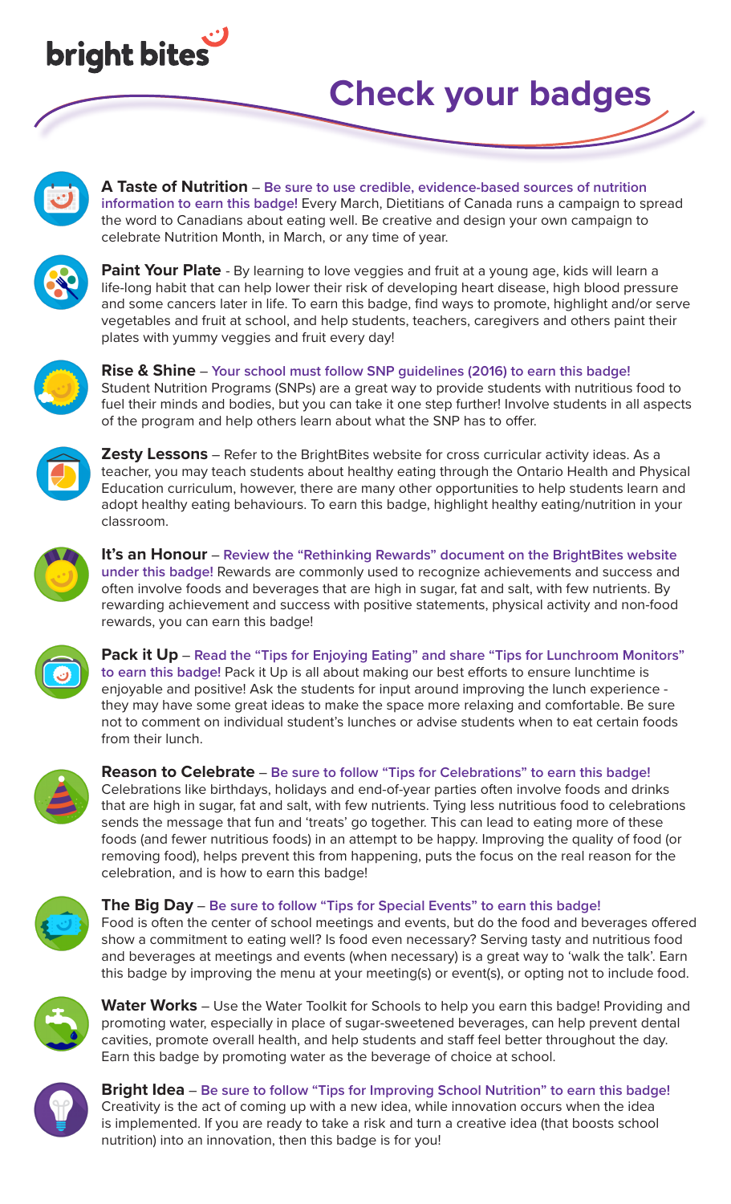bright bites

# Check your badges

**A Taste of Nutrition** – **Be sure to use credible, evidence-based sources of nutrition information to earn this badge!** Every March, Dietitians of Canada runs a campaign to spread the word to Canadians about eating well. Be creative and design your own campaign to celebrate Nutrition Month, in March, or any time of year.

**Paint Your Plate** - By learning to love veggies and fruit at a young age, kids will learn a life-long habit that can help lower their risk of developing heart disease, high blood pressure and some cancers later in life. To earn this badge, find ways to promote, highlight and/or serve vegetables and fruit at school, and help students, teachers, caregivers and others paint their plates with yummy veggies and fruit every day!

**Rise & Shine** – **Your school must follow SNP guidelines (2016) to earn this badge!** Student Nutrition Programs (SNPs) are a great way to provide students with nutritious food to fuel their minds and bodies, but you can take it one step further! Involve students in all aspects of the program and help others learn about what the SNP has to offer.

**Zesty Lessons** – Refer to the BrightBites website for cross curricular activity ideas. As a teacher, you may teach students about healthy eating through the Ontario Health and Physical Education curriculum, however, there are many other opportunities to help students learn and adopt healthy eating behaviours. To earn this badge, highlight healthy eating/nutrition in your classroom.

**It's an Honour** – **Review the "Rethinking Rewards" document on the BrightBites website under this badge!** Rewards are commonly used to recognize achievements and success and often involve foods and beverages that are high in sugar, fat and salt, with few nutrients. By rewarding achievement and success with positive statements, physical activity and non-food rewards, you can earn this badge!

**Pack it Up** – **Read the "Tips for Enjoying Eating" and share "Tips for Lunchroom Monitors" to earn this badge!** Pack it Up is all about making our best efforts to ensure lunchtime is enjoyable and positive! Ask the students for input around improving the lunch experience - they may have some great ideas to make the space more relaxing and comfortable. Be sure not to comment on individual student's lunches or advise students when to eat certain foods from their lunch.

**Reason to Celebrate** – **Be sure to follow "Tips for Celebrations" to earn this badge!** Celebrations like birthdays, holidays and end-of-year parties often involve foods and drinks that are high in sugar, fat and salt, with few nutrients. Tying less nutritious food to celebrations sends the message that fun and 'treats' go together. This can lead to eating more of these foods (and fewer nutritious foods) in an attempt to be happy. Improving the quality of food (or removing food), helps prevent this from happening, puts the focus on the real reason for the celebration, and is how to earn this badge!

**The Big Day** – **Be sure to follow "Tips for Special Events" to earn this badge!** Food is often the center of school meetings and events, but do the food and beverages offered show a commitment to eating well? Is food even necessary? Serving tasty and nutritious food and beverages at meetings and events (when necessary) is a great way to 'walk the talk'. Earn this badge by improving the menu at your meeting(s) or event(s), or opting not to include food.

**Water Works** – Use the Water Toolkit for Schools to help you earn this badge! Providing and promoting water, especially in place of sugar-sweetened beverages, can help prevent dental cavities, promote overall health, and help students and staff feel better throughout the day. Earn this badge by promoting water as the beverage of choice at school.

**Bright Idea** – **Be sure to follow "Tips for Improving School Nutrition" to earn this badge!** Creativity is the act of coming up with a new idea, while innovation occurs when the idea is implemented. If you are ready to take a risk and turn a creative idea (that boosts school nutrition) into an innovation, then this badge is for you!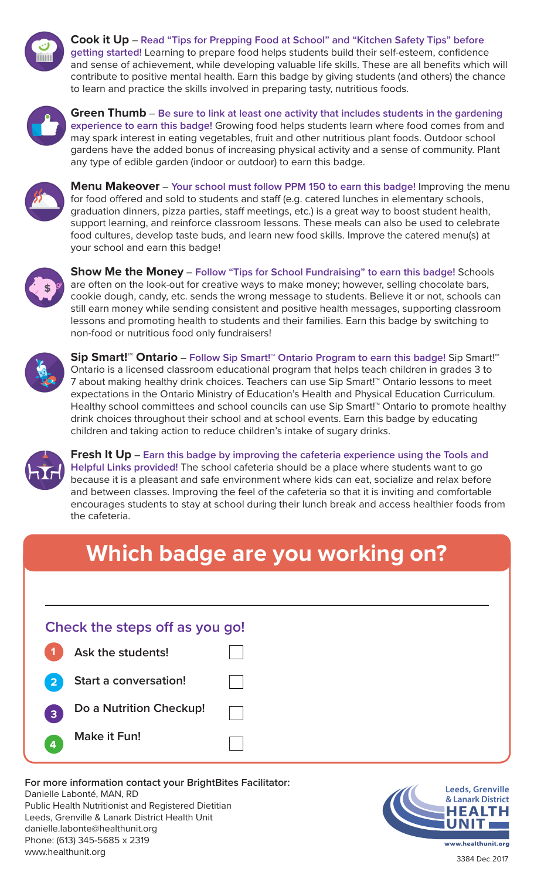**Cook it Up** – **Read "Tips for Prepping Food at School" and "Kitchen Safety Tips" before getting started!** Learning to prepare food helps students build their self-esteem, confidence and sense of achievement, while developing valuable life skills. These are all benefits which will contribute to positive mental health. Earn this badge by giving students (and others) the chance to learn and practice the skills involved in preparing tasty, nutritious foods.

**Green Thumb** – **Be sure to link at least one activity that includes students in the gardening experience to earn this badge!** Growing food helps students learn where food comes from and may spark interest in eating vegetables, fruit and other nutritious plant foods. Outdoor school gardens have the added bonus of increasing physical activity and a sense of community. Plant any type of edible garden (indoor or outdoor) to earn this badge.

**Menu Makeover** – **Your school must follow PPM 150 to earn this badge!** Improving the menu for food offered and sold to students and staff (e.g. catered lunches in elementary schools, graduation dinners, pizza parties, staff meetings, etc.) is a great way to boost student health, support learning, and reinforce classroom lessons. These meals can also be used to celebrate food cultures, develop taste buds, and learn new food skills. Improve the catered menu(s) at your school and earn this badge!

**Show Me the Money** – **Follow "Tips for School Fundraising" to earn this badge!** Schools are often on the look-out for creative ways to make money; however, selling chocolate bars, cookie dough, candy, etc. sends the wrong message to students. Believe it or not, schools can still earn money while sending consistent and positive health messages, supporting classroom lessons and promoting health to students and their families. Earn this badge by switching to non-food or nutritious food only fundraisers!

**Sip Smart!™ Ontario** – **Follow Sip Smart!™ Ontario Program to earn this badge!** Sip Smart!™ Ontario is a licensed classroom educational program that helps teach children in grades 3 to 7 about making healthy drink choices. Teachers can use Sip Smart!™ Ontario lessons to meet expectations in the Ontario Ministry of Education's Health and Physical Education Curriculum. Healthy school committees and school councils can use Sip Smart!™ Ontario to promote healthy drink choices throughout their school and at school events. Earn this badge by educating children and taking action to reduce children's intake of sugary drinks.

**Fresh It Up** – **Earn this badge by improving the cafeteria experience using the Tools and Helpful Links provided!** The school cafeteria should be a place where students want to go because it is a pleasant and safe environment where kids can eat, socialize and relax before and between classes. Improving the feel of the cafeteria so that it is inviting and comfortable encourages students to stay at school during their lunch break and access healthier foods from the cafeteria.

## Which badge are you working on?

\_\_\_\_\_\_\_\_\_\_\_\_\_\_\_\_\_\_\_\_\_\_\_\_\_\_\_\_\_\_\_\_\_\_\_\_\_\_\_\_\_\_\_\_\_\_\_\_

### Check the steps off as you go!

1. Ask the students! ☐
2. Start a conversation! ☐
3. Do a Nutrition Checkup! ☐
4. Make it Fun! ☐

**For more information contact your BrightBites Facilitator:**
Danielle Labonté, MAN, RD
Public Health Nutritionist and Registered Dietitian
Leeds, Grenville & Lanark District Health Unit
danielle.labonte@healthunit.org
Phone: (613) 345-5685 x 2319
www.healthunit.org

Leeds, Grenville & Lanark District HEALTH UNIT
www.healthunit.org

3384 Dec 2017